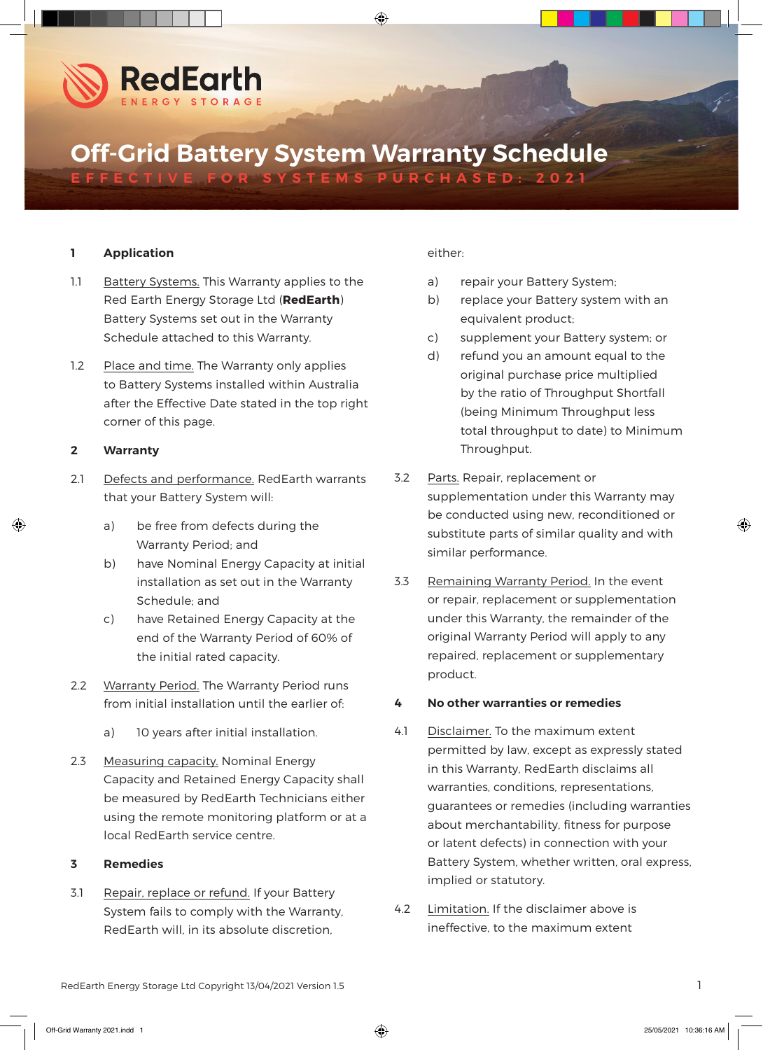RedEarth
ENERGY STORAGE

# Off-Grid Battery System Warranty Schedule

EFFECTIVE FOR SYSTEMS PURCHASED: 2021

## 1 Application

1.1 Battery Systems. This Warranty applies to the Red Earth Energy Storage Ltd (**RedEarth**) Battery Systems set out in the Warranty Schedule attached to this Warranty.

1.2 Place and time. The Warranty only applies to Battery Systems installed within Australia after the Effective Date stated in the top right corner of this page.

## 2 Warranty

2.1 Defects and performance. RedEarth warrants that your Battery System will:

a) be free from defects during the Warranty Period; and

b) have Nominal Energy Capacity at initial installation as set out in the Warranty Schedule; and

c) have Retained Energy Capacity at the end of the Warranty Period of 60% of the initial rated capacity.

2.2 Warranty Period. The Warranty Period runs from initial installation until the earlier of:

a) 10 years after initial installation.

2.3 Measuring capacity. Nominal Energy Capacity and Retained Energy Capacity shall be measured by RedEarth Technicians either using the remote monitoring platform or at a local RedEarth service centre.

## 3 Remedies

3.1 Repair, replace or refund. If your Battery System fails to comply with the Warranty, RedEarth will, in its absolute discretion, either:

a) repair your Battery System;

b) replace your Battery system with an equivalent product;

c) supplement your Battery system; or

d) refund you an amount equal to the original purchase price multiplied by the ratio of Throughput Shortfall (being Minimum Throughput less total throughput to date) to Minimum Throughput.

3.2 Parts. Repair, replacement or supplementation under this Warranty may be conducted using new, reconditioned or substitute parts of similar quality and with similar performance.

3.3 Remaining Warranty Period. In the event or repair, replacement or supplementation under this Warranty, the remainder of the original Warranty Period will apply to any repaired, replacement or supplementary product.

## 4 No other warranties or remedies

4.1 Disclaimer. To the maximum extent permitted by law, except as expressly stated in this Warranty, RedEarth disclaims all warranties, conditions, representations, guarantees or remedies (including warranties about merchantability, fitness for purpose or latent defects) in connection with your Battery System, whether written, oral express, implied or statutory.

4.2 Limitation. If the disclaimer above is ineffective, to the maximum extent

RedEarth Energy Storage Ltd Copyright 13/04/2021 Version 1.5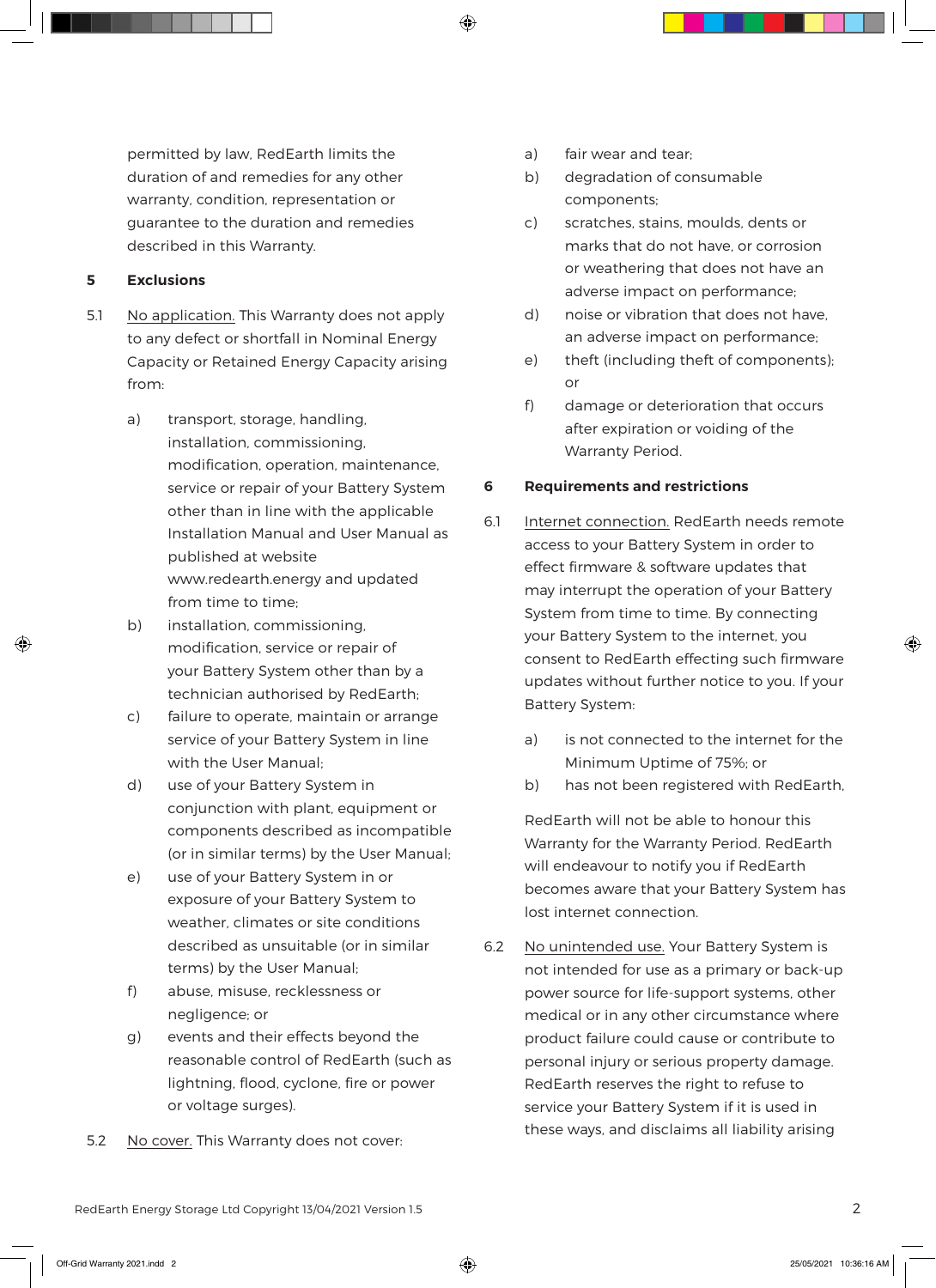permitted by law, RedEarth limits the duration of and remedies for any other warranty, condition, representation or guarantee to the duration and remedies described in this Warranty.

## 5 Exclusions

5.1 No application. This Warranty does not apply to any defect or shortfall in Nominal Energy Capacity or Retained Energy Capacity arising from:

- a) transport, storage, handling, installation, commissioning, modification, operation, maintenance, service or repair of your Battery System other than in line with the applicable Installation Manual and User Manual as published at website www.redearth.energy and updated from time to time;
- b) installation, commissioning, modification, service or repair of your Battery System other than by a technician authorised by RedEarth;
- c) failure to operate, maintain or arrange service of your Battery System in line with the User Manual;
- d) use of your Battery System in conjunction with plant, equipment or components described as incompatible (or in similar terms) by the User Manual;
- e) use of your Battery System in or exposure of your Battery System to weather, climates or site conditions described as unsuitable (or in similar terms) by the User Manual;
- f) abuse, misuse, recklessness or negligence; or
- g) events and their effects beyond the reasonable control of RedEarth (such as lightning, flood, cyclone, fire or power or voltage surges).

5.2 No cover. This Warranty does not cover:

- a) fair wear and tear;
- b) degradation of consumable components;
- c) scratches, stains, moulds, dents or marks that do not have, or corrosion or weathering that does not have an adverse impact on performance;
- d) noise or vibration that does not have, an adverse impact on performance;
- e) theft (including theft of components); or
- f) damage or deterioration that occurs after expiration or voiding of the Warranty Period.

## 6 Requirements and restrictions

6.1 Internet connection. RedEarth needs remote access to your Battery System in order to effect firmware & software updates that may interrupt the operation of your Battery System from time to time. By connecting your Battery System to the internet, you consent to RedEarth effecting such firmware updates without further notice to you. If your Battery System:

- a) is not connected to the internet for the Minimum Uptime of 75%; or
- b) has not been registered with RedEarth,

RedEarth will not be able to honour this Warranty for the Warranty Period. RedEarth will endeavour to notify you if RedEarth becomes aware that your Battery System has lost internet connection.

6.2 No unintended use. Your Battery System is not intended for use as a primary or back-up power source for life-support systems, other medical or in any other circumstance where product failure could cause or contribute to personal injury or serious property damage. RedEarth reserves the right to refuse to service your Battery System if it is used in these ways, and disclaims all liability arising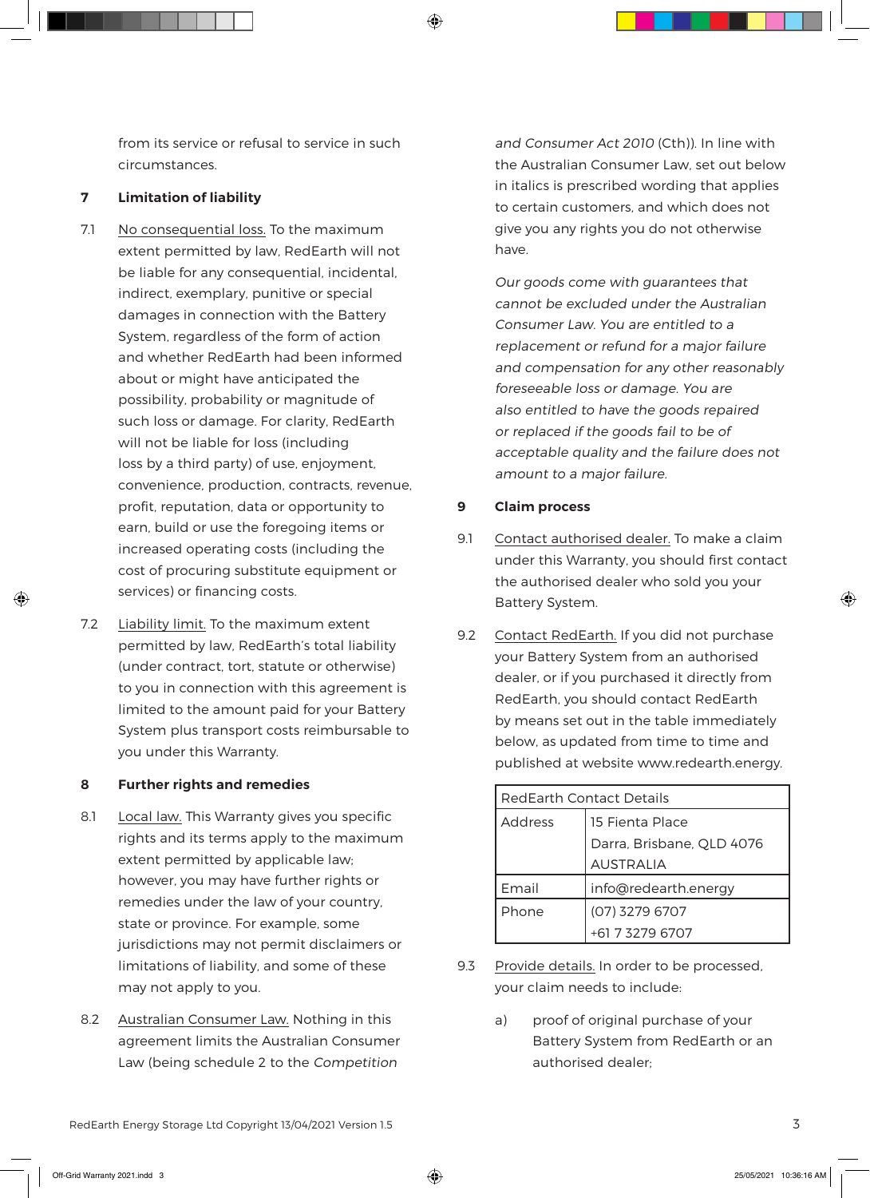from its service or refusal to service in such circumstances.

## 7 Limitation of liability

7.1 No consequential loss. To the maximum extent permitted by law, RedEarth will not be liable for any consequential, incidental, indirect, exemplary, punitive or special damages in connection with the Battery System, regardless of the form of action and whether RedEarth had been informed about or might have anticipated the possibility, probability or magnitude of such loss or damage. For clarity, RedEarth will not be liable for loss (including loss by a third party) of use, enjoyment, convenience, production, contracts, revenue, profit, reputation, data or opportunity to earn, build or use the foregoing items or increased operating costs (including the cost of procuring substitute equipment or services) or financing costs.

7.2 Liability limit. To the maximum extent permitted by law, RedEarth's total liability (under contract, tort, statute or otherwise) to you in connection with this agreement is limited to the amount paid for your Battery System plus transport costs reimbursable to you under this Warranty.

## 8 Further rights and remedies

8.1 Local law. This Warranty gives you specific rights and its terms apply to the maximum extent permitted by applicable law; however, you may have further rights or remedies under the law of your country, state or province. For example, some jurisdictions may not permit disclaimers or limitations of liability, and some of these may not apply to you.

8.2 Australian Consumer Law. Nothing in this agreement limits the Australian Consumer Law (being schedule 2 to the *Competition and Consumer Act 2010* (Cth)). In line with the Australian Consumer Law, set out below in italics is prescribed wording that applies to certain customers, and which does not give you any rights you do not otherwise have.

*Our goods come with guarantees that cannot be excluded under the Australian Consumer Law. You are entitled to a replacement or refund for a major failure and compensation for any other reasonably foreseeable loss or damage. You are also entitled to have the goods repaired or replaced if the goods fail to be of acceptable quality and the failure does not amount to a major failure.*

## 9 Claim process

9.1 Contact authorised dealer. To make a claim under this Warranty, you should first contact the authorised dealer who sold you your Battery System.

9.2 Contact RedEarth. If you did not purchase your Battery System from an authorised dealer, or if you purchased it directly from RedEarth, you should contact RedEarth by means set out in the table immediately below, as updated from time to time and published at website www.redearth.energy.

| RedEarth Contact Details | |
|---|---|
| Address | 15 Fienta Place<br>Darra, Brisbane, QLD 4076<br>AUSTRALIA |
| Email | info@redearth.energy |
| Phone | (07) 3279 6707<br>+61 7 3279 6707 |

9.3 Provide details. In order to be processed, your claim needs to include:

a) proof of original purchase of your Battery System from RedEarth or an authorised dealer;

RedEarth Energy Storage Ltd Copyright 13/04/2021 Version 1.5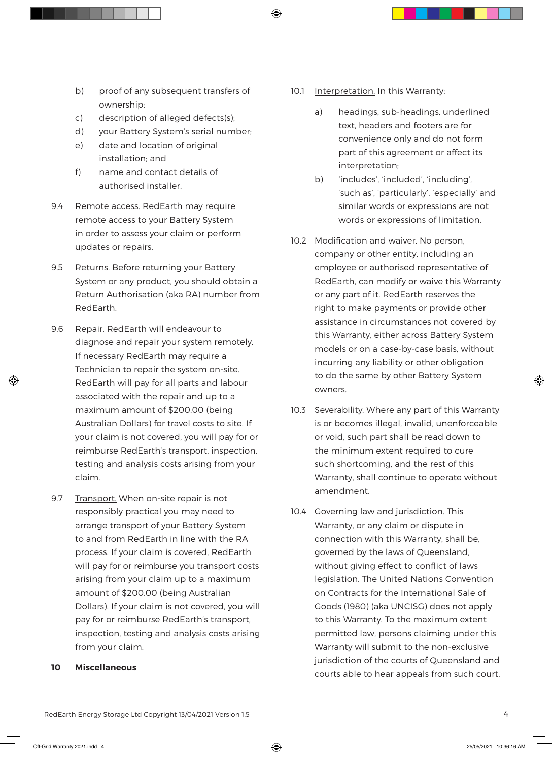b) proof of any subsequent transfers of ownership;

c) description of alleged defects(s);

d) your Battery System's serial number;

e) date and location of original installation; and

f) name and contact details of authorised installer.

9.4 Remote access. RedEarth may require remote access to your Battery System in order to assess your claim or perform updates or repairs.

9.5 Returns. Before returning your Battery System or any product, you should obtain a Return Authorisation (aka RA) number from RedEarth.

9.6 Repair. RedEarth will endeavour to diagnose and repair your system remotely. If necessary RedEarth may require a Technician to repair the system on-site. RedEarth will pay for all parts and labour associated with the repair and up to a maximum amount of $200.00 (being Australian Dollars) for travel costs to site. If your claim is not covered, you will pay for or reimburse RedEarth's transport, inspection, testing and analysis costs arising from your claim.

9.7 Transport. When on-site repair is not responsibly practical you may need to arrange transport of your Battery System to and from RedEarth in line with the RA process. If your claim is covered, RedEarth will pay for or reimburse you transport costs arising from your claim up to a maximum amount of $200.00 (being Australian Dollars). If your claim is not covered, you will pay for or reimburse RedEarth's transport, inspection, testing and analysis costs arising from your claim.

## 10 Miscellaneous

10.1 Interpretation. In this Warranty:

a) headings, sub-headings, underlined text, headers and footers are for convenience only and do not form part of this agreement or affect its interpretation;

b) 'includes', 'included', 'including', 'such as', 'particularly', 'especially' and similar words or expressions are not words or expressions of limitation.

10.2 Modification and waiver. No person, company or other entity, including an employee or authorised representative of RedEarth, can modify or waive this Warranty or any part of it. RedEarth reserves the right to make payments or provide other assistance in circumstances not covered by this Warranty, either across Battery System models or on a case-by-case basis, without incurring any liability or other obligation to do the same by other Battery System owners.

10.3 Severability. Where any part of this Warranty is or becomes illegal, invalid, unenforceable or void, such part shall be read down to the minimum extent required to cure such shortcoming, and the rest of this Warranty, shall continue to operate without amendment.

10.4 Governing law and jurisdiction. This Warranty, or any claim or dispute in connection with this Warranty, shall be, governed by the laws of Queensland, without giving effect to conflict of laws legislation. The United Nations Convention on Contracts for the International Sale of Goods (1980) (aka UNCISG) does not apply to this Warranty. To the maximum extent permitted law, persons claiming under this Warranty will submit to the non-exclusive jurisdiction of the courts of Queensland and courts able to hear appeals from such court.

RedEarth Energy Storage Ltd Copyright 13/04/2021 Version 1.5